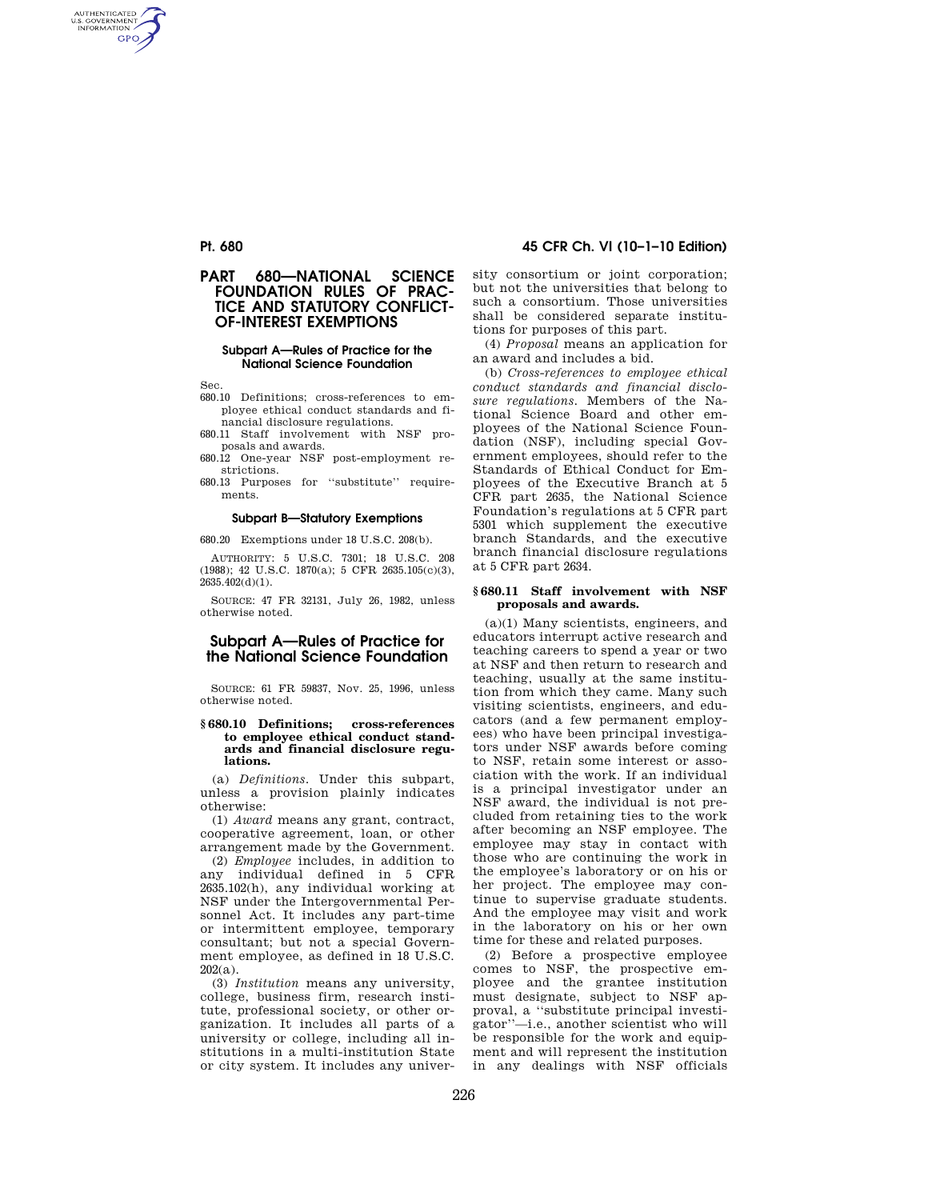# PART 680—NATIONAL SCIENCE FOUNDATION RULES OF PRACTICE AND STATUTORY CONFLICT-OF-INTEREST EXEMPTIONS

### Subpart A—Rules of Practice for the National Science Foundation

Sec.

680.10 Definitions; cross-references to employee ethical conduct standards and financial disclosure regulations.

680.11 Staff involvement with NSF proposals and awards.

680.12 One-year NSF post-employment restrictions.

680.13 Purposes for ''substitute'' requirements.

### Subpart B—Statutory Exemptions

680.20 Exemptions under 18 U.S.C. 208(b).

AUTHORITY: 5 U.S.C. 7301; 18 U.S.C. 208 (1988); 42 U.S.C. 1870(a); 5 CFR 2635.105(c)(3), 2635.402(d)(1).

SOURCE: 47 FR 32131, July 26, 1982, unless otherwise noted.

## Subpart A—Rules of Practice for the National Science Foundation

SOURCE: 61 FR 59837, Nov. 25, 1996, unless otherwise noted.

### § 680.10 Definitions; cross-references to employee ethical conduct standards and financial disclosure regulations.

(a) *Definitions.* Under this subpart, unless a provision plainly indicates otherwise:

(1) *Award* means any grant, contract, cooperative agreement, loan, or other arrangement made by the Government.

(2) *Employee* includes, in addition to any individual defined in 5 CFR 2635.102(h), any individual working at NSF under the Intergovernmental Personnel Act. It includes any part-time or intermittent employee, temporary consultant; but not a special Government employee, as defined in 18 U.S.C. 202(a).

(3) *Institution* means any university, college, business firm, research institute, professional society, or other organization. It includes all parts of a university or college, including all institutions in a multi-institution State or city system. It includes any university consortium or joint corporation; but not the universities that belong to such a consortium. Those universities shall be considered separate institutions for purposes of this part.

(4) *Proposal* means an application for an award and includes a bid.

(b) *Cross-references to employee ethical conduct standards and financial disclosure regulations.* Members of the National Science Board and other employees of the National Science Foundation (NSF), including special Government employees, should refer to the Standards of Ethical Conduct for Employees of the Executive Branch at 5 CFR part 2635, the National Science Foundation's regulations at 5 CFR part 5301 which supplement the executive branch Standards, and the executive branch financial disclosure regulations at 5 CFR part 2634.

### § 680.11 Staff involvement with NSF proposals and awards.

(a)(1) Many scientists, engineers, and educators interrupt active research and teaching careers to spend a year or two at NSF and then return to research and teaching, usually at the same institution from which they came. Many such visiting scientists, engineers, and educators (and a few permanent employees) who have been principal investigators under NSF awards before coming to NSF, retain some interest or association with the work. If an individual is a principal investigator under an NSF award, the individual is not precluded from retaining ties to the work after becoming an NSF employee. The employee may stay in contact with those who are continuing the work in the employee's laboratory or on his or her project. The employee may continue to supervise graduate students. And the employee may visit and work in the laboratory on his or her own time for these and related purposes.

(2) Before a prospective employee comes to NSF, the prospective employee and the grantee institution must designate, subject to NSF approval, a ''substitute principal investigator''—i.e., another scientist who will be responsible for the work and equipment and will represent the institution in any dealings with NSF officials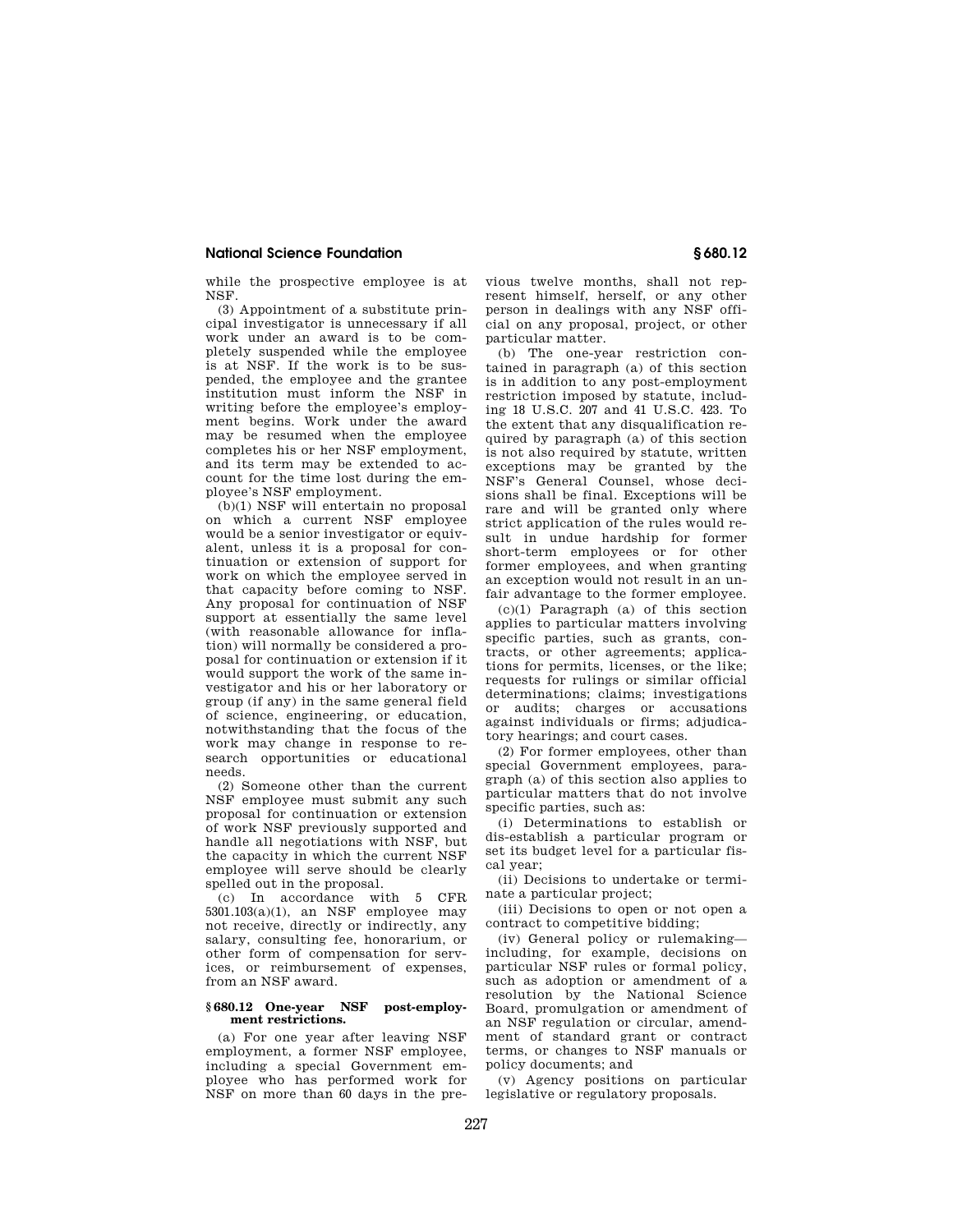while the prospective employee is at NSF.

(3) Appointment of a substitute principal investigator is unnecessary if all work under an award is to be completely suspended while the employee is at NSF. If the work is to be suspended, the employee and the grantee institution must inform the NSF in writing before the employee's employment begins. Work under the award may be resumed when the employee completes his or her NSF employment, and its term may be extended to account for the time lost during the employee's NSF employment.

(b)(1) NSF will entertain no proposal on which a current NSF employee would be a senior investigator or equivalent, unless it is a proposal for continuation or extension of support for work on which the employee served in that capacity before coming to NSF. Any proposal for continuation of NSF support at essentially the same level (with reasonable allowance for inflation) will normally be considered a proposal for continuation or extension if it would support the work of the same investigator and his or her laboratory or group (if any) in the same general field of science, engineering, or education, notwithstanding that the focus of the work may change in response to research opportunities or educational needs.

(2) Someone other than the current NSF employee must submit any such proposal for continuation or extension of work NSF previously supported and handle all negotiations with NSF, but the capacity in which the current NSF employee will serve should be clearly spelled out in the proposal.

(c) In accordance with 5 CFR 5301.103(a)(1), an NSF employee may not receive, directly or indirectly, any salary, consulting fee, honorarium, or other form of compensation for services, or reimbursement of expenses, from an NSF award.

### § 680.12 One-year NSF post-employment restrictions.

(a) For one year after leaving NSF employment, a former NSF employee, including a special Government employee who has performed work for NSF on more than 60 days in the previous twelve months, shall not represent himself, herself, or any other person in dealings with any NSF official on any proposal, project, or other particular matter.

(b) The one-year restriction contained in paragraph (a) of this section is in addition to any post-employment restriction imposed by statute, including 18 U.S.C. 207 and 41 U.S.C. 423. To the extent that any disqualification required by paragraph (a) of this section is not also required by statute, written exceptions may be granted by the NSF's General Counsel, whose decisions shall be final. Exceptions will be rare and will be granted only where strict application of the rules would result in undue hardship for former short-term employees or for other former employees, and when granting an exception would not result in an unfair advantage to the former employee.

(c)(1) Paragraph (a) of this section applies to particular matters involving specific parties, such as grants, contracts, or other agreements; applications for permits, licenses, or the like; requests for rulings or similar official determinations; claims; investigations or audits; charges or accusations against individuals or firms; adjudicatory hearings; and court cases.

(2) For former employees, other than special Government employees, paragraph (a) of this section also applies to particular matters that do not involve specific parties, such as:

(i) Determinations to establish or dis-establish a particular program or set its budget level for a particular fiscal year;

(ii) Decisions to undertake or terminate a particular project;

(iii) Decisions to open or not open a contract to competitive bidding;

(iv) General policy or rulemaking—including, for example, decisions on particular NSF rules or formal policy, such as adoption or amendment of a resolution by the National Science Board, promulgation or amendment of an NSF regulation or circular, amendment of standard grant or contract terms, or changes to NSF manuals or policy documents; and

(v) Agency positions on particular legislative or regulatory proposals.